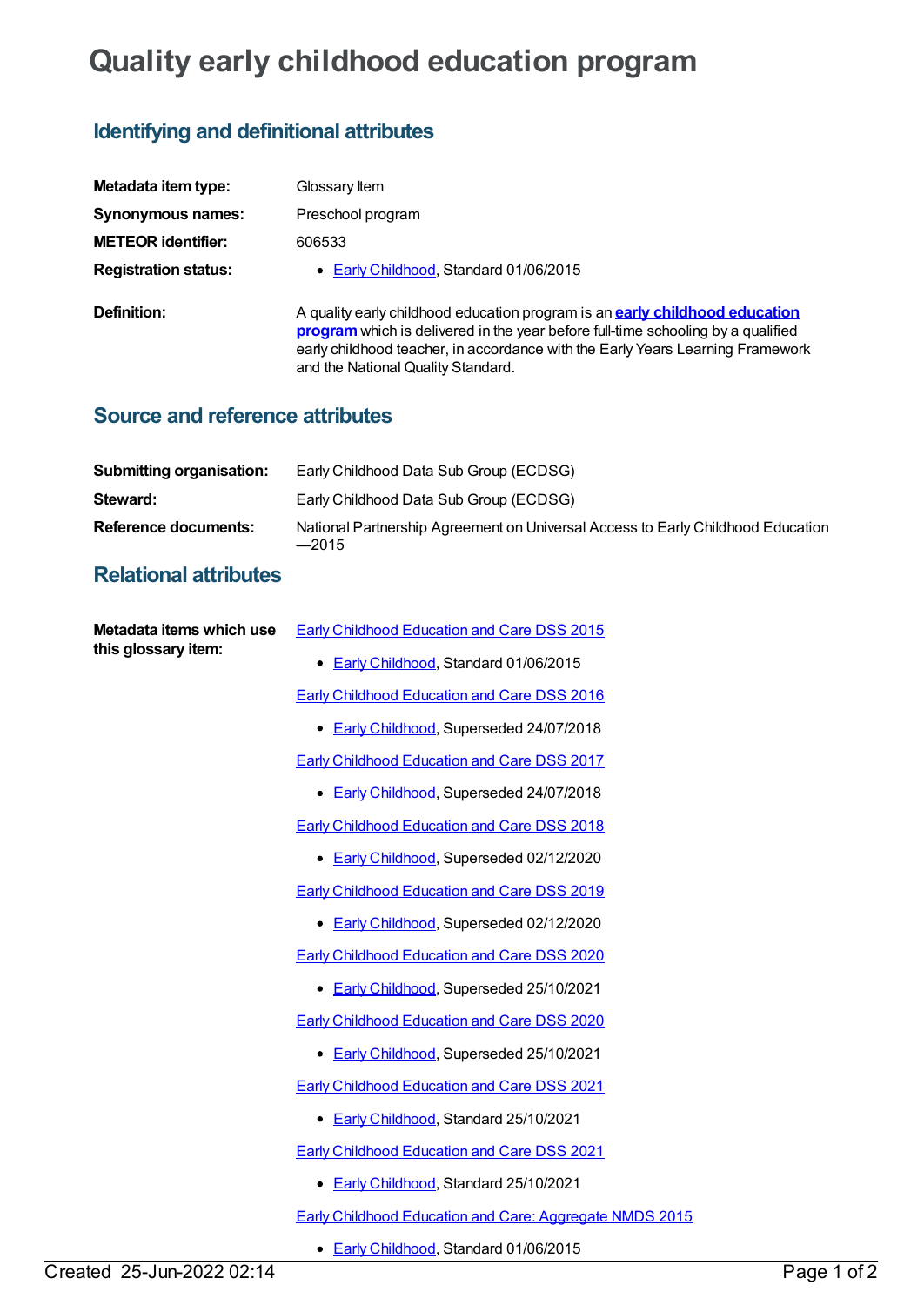# Quality early childhood education program

## Identifying and definitional attributes

**Metadata item type:** Glossary Item

**Synonymous names:** Preschool program

**METEOR identifier:** 606533

**Registration status:**
- Early Childhood, Standard 01/06/2015

**Definition:** A quality early childhood education program is an **early childhood education program** which is delivered in the year before full-time schooling by a qualified early childhood teacher, in accordance with the Early Years Learning Framework and the National Quality Standard.

## Source and reference attributes

**Submitting organisation:** Early Childhood Data Sub Group (ECDSG)

**Steward:** Early Childhood Data Sub Group (ECDSG)

**Reference documents:** National Partnership Agreement on Universal Access to Early Childhood Education —2015

## Relational attributes

**Metadata items which use this glossary item:**

Early Childhood Education and Care DSS 2015
- Early Childhood, Standard 01/06/2015

Early Childhood Education and Care DSS 2016
- Early Childhood, Superseded 24/07/2018

Early Childhood Education and Care DSS 2017
- Early Childhood, Superseded 24/07/2018

Early Childhood Education and Care DSS 2018
- Early Childhood, Superseded 02/12/2020

Early Childhood Education and Care DSS 2019
- Early Childhood, Superseded 02/12/2020

Early Childhood Education and Care DSS 2020
- Early Childhood, Superseded 25/10/2021

Early Childhood Education and Care DSS 2020
- Early Childhood, Superseded 25/10/2021

Early Childhood Education and Care DSS 2021
- Early Childhood, Standard 25/10/2021

Early Childhood Education and Care DSS 2021
- Early Childhood, Standard 25/10/2021

Early Childhood Education and Care: Aggregate NMDS 2015
- Early Childhood, Standard 01/06/2015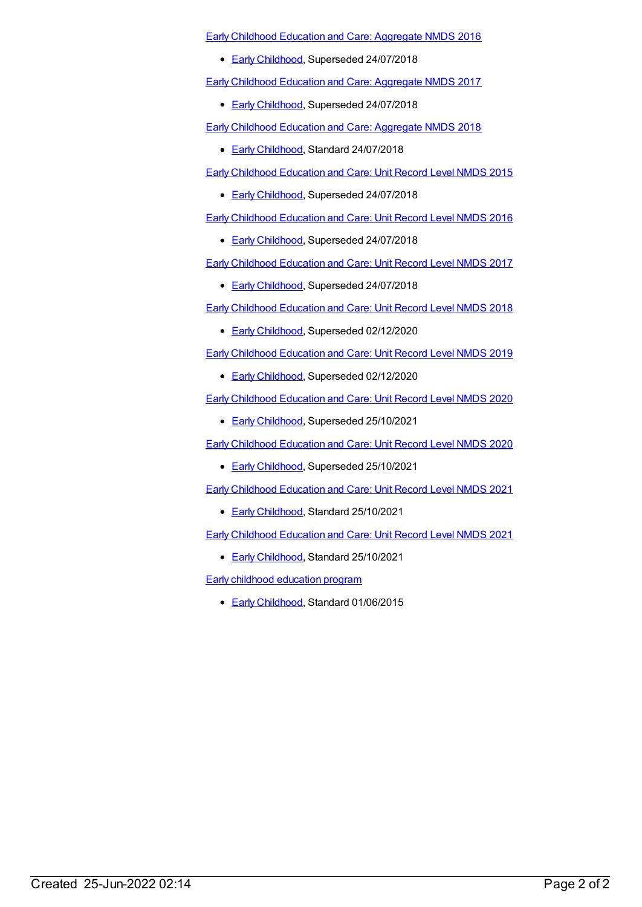Early Childhood Education and Care: Aggregate NMDS 2016

- Early Childhood, Superseded 24/07/2018

Early Childhood Education and Care: Aggregate NMDS 2017

- Early Childhood, Superseded 24/07/2018

Early Childhood Education and Care: Aggregate NMDS 2018

- Early Childhood, Standard 24/07/2018

Early Childhood Education and Care: Unit Record Level NMDS 2015

- Early Childhood, Superseded 24/07/2018

Early Childhood Education and Care: Unit Record Level NMDS 2016

- Early Childhood, Superseded 24/07/2018

Early Childhood Education and Care: Unit Record Level NMDS 2017

- Early Childhood, Superseded 24/07/2018

Early Childhood Education and Care: Unit Record Level NMDS 2018

- Early Childhood, Superseded 02/12/2020

Early Childhood Education and Care: Unit Record Level NMDS 2019

- Early Childhood, Superseded 02/12/2020

Early Childhood Education and Care: Unit Record Level NMDS 2020

- Early Childhood, Superseded 25/10/2021

Early Childhood Education and Care: Unit Record Level NMDS 2020

- Early Childhood, Superseded 25/10/2021

Early Childhood Education and Care: Unit Record Level NMDS 2021

- Early Childhood, Standard 25/10/2021

Early Childhood Education and Care: Unit Record Level NMDS 2021

- Early Childhood, Standard 25/10/2021

Early childhood education program

- Early Childhood, Standard 01/06/2015

Created 25-Jun-2022 02:14